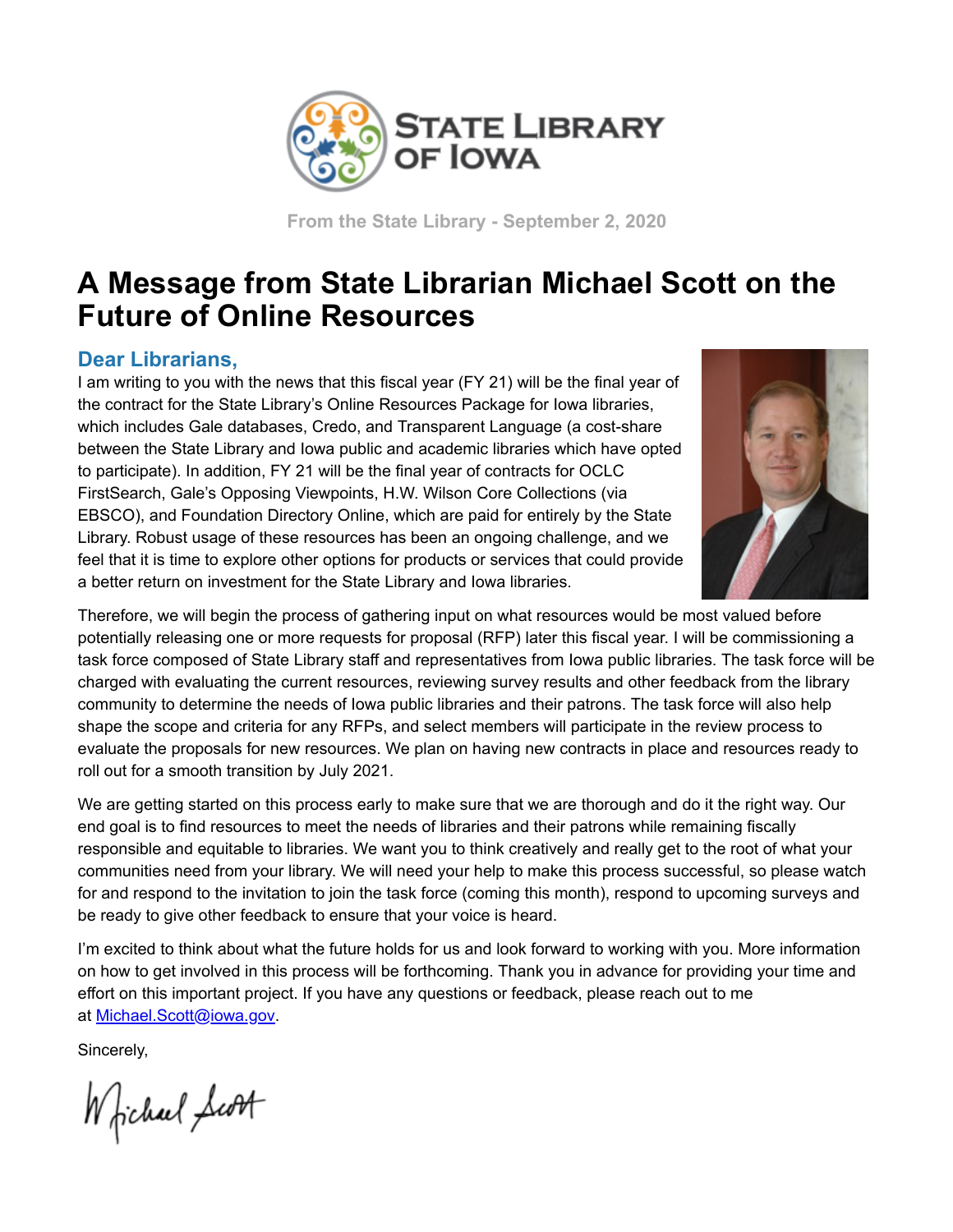STATE LIBRARY OF IOWA

From the State Library - September 2, 2020

# A Message from State Librarian Michael Scott on the Future of Online Resources

## Dear Librarians,

I am writing to you with the news that this fiscal year (FY 21) will be the final year of the contract for the State Library's Online Resources Package for Iowa libraries, which includes Gale databases, Credo, and Transparent Language (a cost-share between the State Library and Iowa public and academic libraries which have opted to participate). In addition, FY 21 will be the final year of contracts for OCLC FirstSearch, Gale's Opposing Viewpoints, H.W. Wilson Core Collections (via EBSCO), and Foundation Directory Online, which are paid for entirely by the State Library. Robust usage of these resources has been an ongoing challenge, and we feel that it is time to explore other options for products or services that could provide a better return on investment for the State Library and Iowa libraries.

Therefore, we will begin the process of gathering input on what resources would be most valued before potentially releasing one or more requests for proposal (RFP) later this fiscal year. I will be commissioning a task force composed of State Library staff and representatives from Iowa public libraries. The task force will be charged with evaluating the current resources, reviewing survey results and other feedback from the library community to determine the needs of Iowa public libraries and their patrons. The task force will also help shape the scope and criteria for any RFPs, and select members will participate in the review process to evaluate the proposals for new resources. We plan on having new contracts in place and resources ready to roll out for a smooth transition by July 2021.

We are getting started on this process early to make sure that we are thorough and do it the right way. Our end goal is to find resources to meet the needs of libraries and their patrons while remaining fiscally responsible and equitable to libraries. We want you to think creatively and really get to the root of what your communities need from your library. We will need your help to make this process successful, so please watch for and respond to the invitation to join the task force (coming this month), respond to upcoming surveys and be ready to give other feedback to ensure that your voice is heard.

I'm excited to think about what the future holds for us and look forward to working with you. More information on how to get involved in this process will be forthcoming. Thank you in advance for providing your time and effort on this important project. If you have any questions or feedback, please reach out to me at [Michael.Scott@iowa.gov](mailto:Michael.Scott@iowa.gov).

Sincerely,

Michael Scott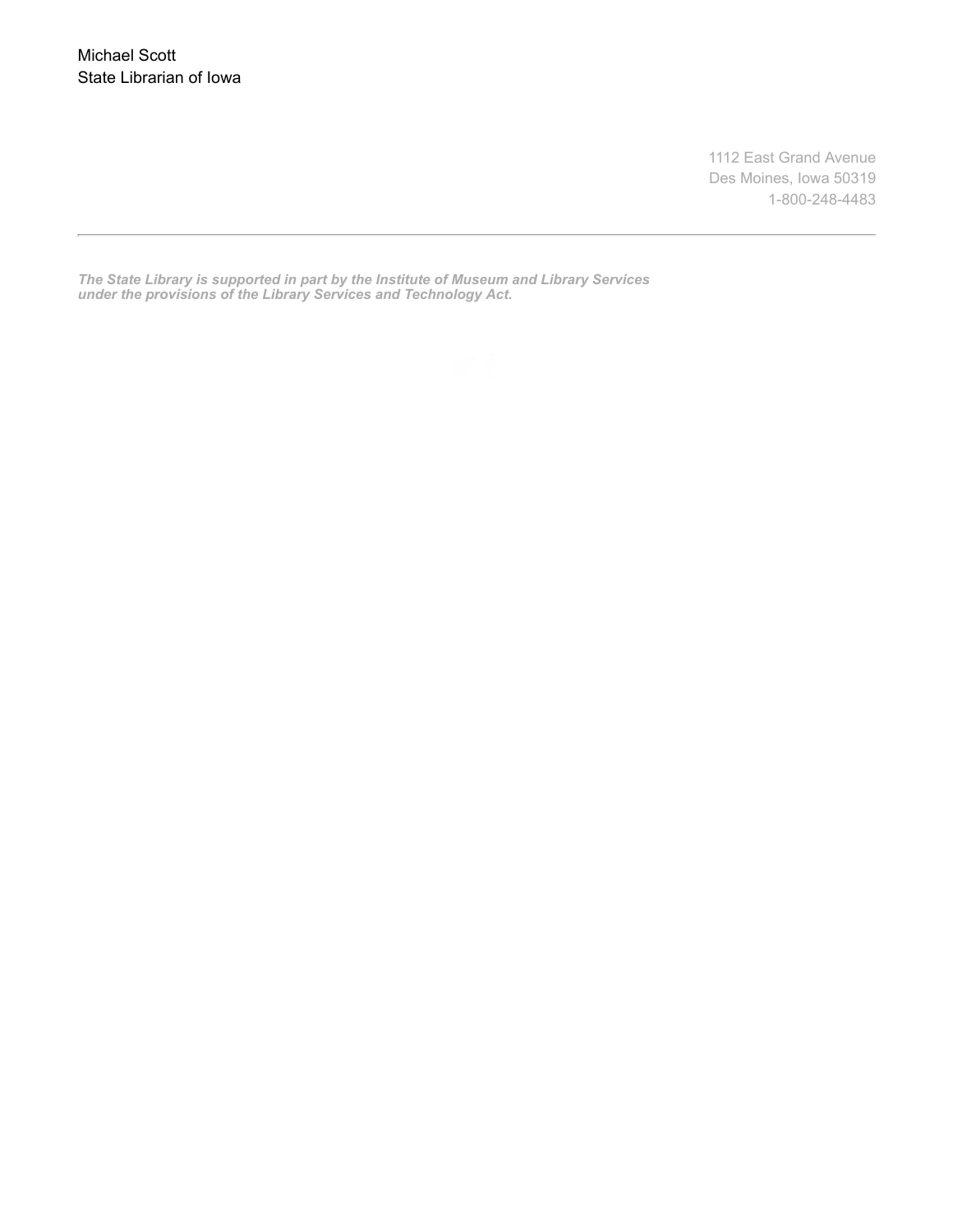Michael Scott
State Librarian of Iowa

1112 East Grand Avenue
Des Moines, Iowa 50319
1-800-248-4483

---

***The State Library is supported in part by the Institute of Museum and Library Services under the provisions of the Library Services and Technology Act.***